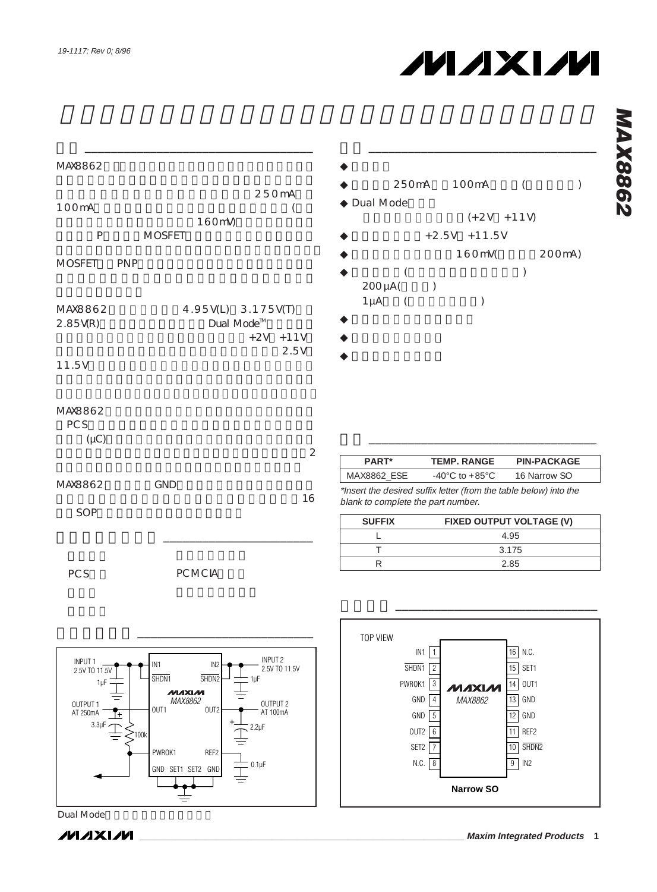19-1117; Rev 0; 8/96

MAXIM

MAX8862

MAX8862

250mA

100mA (

160mV)

P MOSFET

MOSFET PNP

MAX8862 4.95V(L) 3.175V(T)

2.85V(R) Dual Mode™

+2V +11V

2.5V

11.5V

MAX8862

PCS

(µC)

2

MAX8862 GND

16

SOP

PCS PCMCIA

INPUT 1
2.5V TO 11.5V

1µF

OUTPUT 1
AT 250mA

3.3µF

100k

IN1
SHDN1
OUT1
PWROK1
GND SET1 SET2 GND

MAXIM
MAX8862

IN2
SHDN2
OUT2
REF2

INPUT 2
2.5V TO 11.5V

1µF

OUTPUT 2
AT 100mA

2.2µF

0.1µF

Dual Mode

- 
- 250mA 100mA ( )
- Dual Mode
  (+2V +11V)
- +2.5V +11.5V
- 160mV( 200mA)
- ( )
  200µA( )
  1µA ( )
- 
- 
- 

| PART* | TEMP. RANGE | PIN-PACKAGE |
|---|---|---|
| MAX8862_ESE | -40°C to +85°C | 16 Narrow SO |

*Insert the desired suffix letter (from the table below) into the blank to complete the part number.*

| SUFFIX | FIXED OUTPUT VOLTAGE (V) |
|---|---|
| L | 4.95 |
| T | 3.175 |
| R | 2.85 |

TOP VIEW

IN1 1
SHDN1 2
PWROK1 3
GND 4
GND 5
OUT2 6
SET2 7
N.C. 8

16 N.C.
15 SET1
14 OUT1
13 GND
12 GND
11 REF2
10 SHDN2
9 IN2

MAXIM
MAX8862

**Narrow SO**

MAXIM

***Maxim Integrated Products***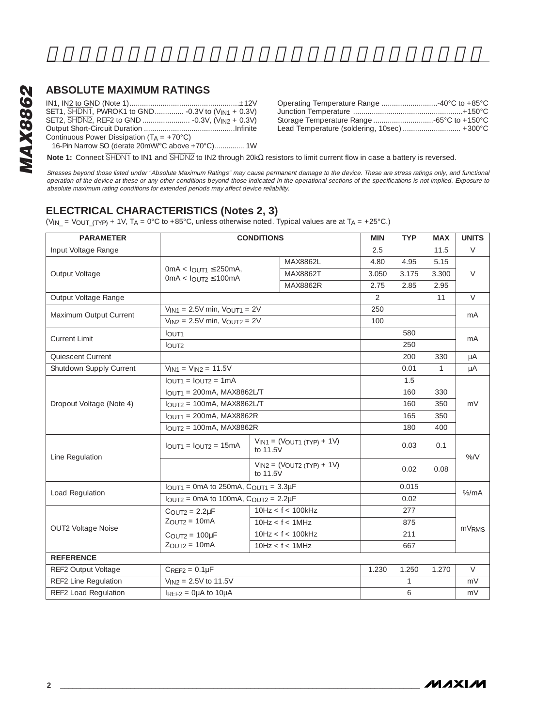## ABSOLUTE MAXIMUM RATINGS

IN1, IN2 to GND (Note 1)....................................................±12V
SET1, $\overline{SHDN1}$, PWROK1 to GND.............. -0.3V to ($V_{IN1}$ + 0.3V)
SET2, $\overline{SHDN2}$, REF2 to GND ....................... -0.3V, ($V_{IN2}$ + 0.3V)
Output Short-Circuit Duration ...........................................Infinite
Continuous Power Dissipation ($T_A$ = +70°C)
16-Pin Narrow SO (derate 20mW/°C above +70°C).............. 1W

Operating Temperature Range ...........................-40°C to +85°C
Junction Temperature .....................................................+150°C
Storage Temperature Range .............................-65°C to +150°C
Lead Temperature (soldering, 10sec) ............................ +300°C

**Note 1:** Connect $\overline{SHDN1}$ to IN1 and $\overline{SHDN2}$ to IN2 through 20kΩ resistors to limit current flow in case a battery is reversed.

*Stresses beyond those listed under "Absolute Maximum Ratings" may cause permanent damage to the device. These are stress ratings only, and functional operation of the device at these or any other conditions beyond those indicated in the operational sections of the specifications is not implied. Exposure to absolute maximum rating conditions for extended periods may affect device reliability.*

## ELECTRICAL CHARACTERISTICS (Notes 2, 3)

($V_{IN\_}$ = $V_{OUT\_(TYP)}$ + 1V, $T_A$ = 0°C to +85°C, unless otherwise noted. Typical values are at $T_A$ = +25°C.)

| PARAMETER | CONDITIONS | | MIN | TYP | MAX | UNITS |
|---|---|---|---|---|---|---|
| Input Voltage Range | | | 2.5 | | 11.5 | V |
| Output Voltage | 0mA < $I_{OUT1}$ ≤ 250mA, 0mA < $I_{OUT2}$ ≤ 100mA | MAX8862L | 4.80 | 4.95 | 5.15 | V |
| | | MAX8862T | 3.050 | 3.175 | 3.300 | |
| | | MAX8862R | 2.75 | 2.85 | 2.95 | |
| Output Voltage Range | | | 2 | | 11 | V |
| Maximum Output Current | $V_{IN1}$ = 2.5V min, $V_{OUT1}$ = 2V | | 250 | | | mA |
| | $V_{IN2}$ = 2.5V min, $V_{OUT2}$ = 2V | | 100 | | | |
| Current Limit | $I_{OUT1}$ | | | 580 | | mA |
| | $I_{OUT2}$ | | | 250 | | |
| Quiescent Current | | | | 200 | 330 | µA |
| Shutdown Supply Current | $V_{IN1}$ = $V_{IN2}$ = 11.5V | | | 0.01 | 1 | µA |
| Dropout Voltage (Note 4) | $I_{OUT1}$ = $I_{OUT2}$ = 1mA | | | 1.5 | | mV |
| | $I_{OUT1}$ = 200mA, MAX8862L/T | | | 160 | 330 | |
| | $I_{OUT2}$ = 100mA, MAX8862L/T | | | 160 | 350 | |
| | $I_{OUT1}$ = 200mA, MAX8862R | | | 165 | 350 | |
| | $I_{OUT2}$ = 100mA, MAX8862R | | | 180 | 400 | |
| Line Regulation | $I_{OUT1}$ = $I_{OUT2}$ = 15mA | $V_{IN1}$ = ($V_{OUT1\ (TYP)}$ + 1V) to 11.5V | | 0.03 | 0.1 | %/V |
| | | $V_{IN2}$ = ($V_{OUT2\ (TYP)}$ + 1V) to 11.5V | | 0.02 | 0.08 | |
| Load Regulation | $I_{OUT1}$ = 0mA to 250mA, $C_{OUT1}$ = 3.3µF | | | 0.015 | | %/mA |
| | $I_{OUT2}$ = 0mA to 100mA, $C_{OUT2}$ = 2.2µF | | | 0.02 | | |
| OUT2 Voltage Noise | $C_{OUT2}$ = 2.2µF $Z_{OUT2}$ = 10mA | 10Hz < f < 100kHz | | 277 | | $mV_{RMS}$ |
| | | 10Hz < f < 1MHz | | 875 | | |
| | $C_{OUT2}$ = 100µF $Z_{OUT2}$ = 10mA | 10Hz < f < 100kHz | | 211 | | |
| | | 10Hz < f < 1MHz | | 667 | | |
| **REFERENCE** | | | | | | |
| REF2 Output Voltage | $C_{REF2}$ = 0.1µF | | 1.230 | 1.250 | 1.270 | V |
| REF2 Line Regulation | $V_{IN2}$ = 2.5V to 11.5V | | | 1 | | mV |
| REF2 Load Regulation | $I_{REF2}$ = 0µA to 10µA | | | 6 | | mV |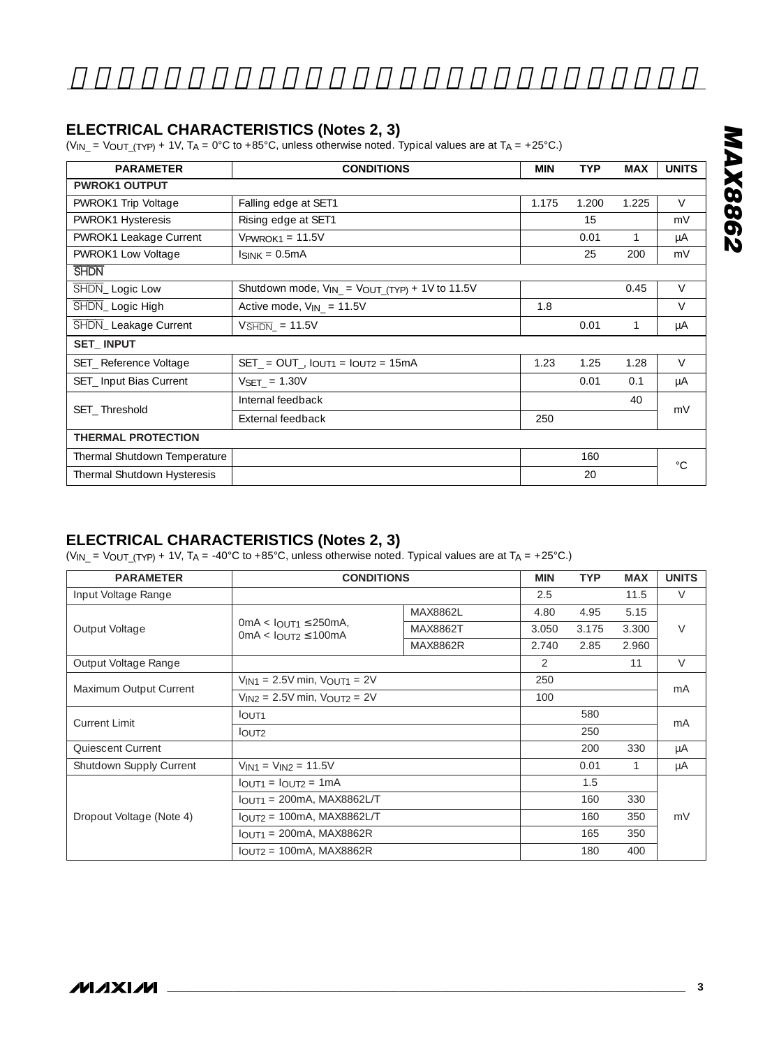## ELECTRICAL CHARACTERISTICS (Notes 2, 3)

($V_{IN\_}$ = $V_{OUT\_(TYP)}$ + 1V, $T_A$ = 0°C to +85°C, unless otherwise noted. Typical values are at $T_A$ = +25°C.)

| PARAMETER | CONDITIONS | MIN | TYP | MAX | UNITS |
|---|---|---|---|---|---|
| **PWROK1 OUTPUT** | | | | | |
| PWROK1 Trip Voltage | Falling edge at SET1 | 1.175 | 1.200 | 1.225 | V |
| PWROK1 Hysteresis | Rising edge at SET1 | | 15 | | mV |
| PWROK1 Leakage Current | $V_{PWROK1}$ = 11.5V | | 0.01 | 1 | µA |
| PWROK1 Low Voltage | $I_{SINK}$ = 0.5mA | | 25 | 200 | mV |
| **$\overline{SHDN}$** | | | | | |
| $\overline{SHDN}$_ Logic Low | Shutdown mode, $V_{IN\_}$ = $V_{OUT\_(TYP)}$ + 1V to 11.5V | | | 0.45 | V |
| $\overline{SHDN}$_ Logic High | Active mode, $V_{IN\_}$ = 11.5V | 1.8 | | | V |
| $\overline{SHDN}$_ Leakage Current | $V_{\overline{SHDN}\_}$ = 11.5V | | 0.01 | 1 | µA |
| **SET_ INPUT** | | | | | |
| SET_ Reference Voltage | SET_ = OUT_, $I_{OUT1}$ = $I_{OUT2}$ = 15mA | 1.23 | 1.25 | 1.28 | V |
| SET_ Input Bias Current | $V_{SET\_}$ = 1.30V | | 0.01 | 0.1 | µA |
| SET_ Threshold | Internal feedback | | | 40 | mV |
| | External feedback | 250 | | | |
| **THERMAL PROTECTION** | | | | | |
| Thermal Shutdown Temperature | | | 160 | | °C |
| Thermal Shutdown Hysteresis | | | 20 | | |

## ELECTRICAL CHARACTERISTICS (Notes 2, 3)

($V_{IN\_}$ = $V_{OUT\_(TYP)}$ + 1V, $T_A$ = -40°C to +85°C, unless otherwise noted. Typical values are at $T_A$ = +25°C.)

| PARAMETER | CONDITIONS | | MIN | TYP | MAX | UNITS |
|---|---|---|---|---|---|---|
| Input Voltage Range | | | 2.5 | | 11.5 | V |
| Output Voltage | 0mA < $I_{OUT1}$ ≤ 250mA, 0mA < $I_{OUT2}$ ≤ 100mA | MAX8862L | 4.80 | 4.95 | 5.15 | V |
| | | MAX8862T | 3.050 | 3.175 | 3.300 | |
| | | MAX8862R | 2.740 | 2.85 | 2.960 | |
| Output Voltage Range | | | 2 | | 11 | V |
| Maximum Output Current | $V_{IN1}$ = 2.5V min, $V_{OUT1}$ = 2V | | 250 | | | mA |
| | $V_{IN2}$ = 2.5V min, $V_{OUT2}$ = 2V | | 100 | | | |
| Current Limit | $I_{OUT1}$ | | | 580 | | mA |
| | $I_{OUT2}$ | | | 250 | | |
| Quiescent Current | | | | 200 | 330 | µA |
| Shutdown Supply Current | $V_{IN1}$ = $V_{IN2}$ = 11.5V | | | 0.01 | 1 | µA |
| Dropout Voltage (Note 4) | $I_{OUT1}$ = $I_{OUT2}$ = 1mA | | | 1.5 | | mV |
| | $I_{OUT1}$ = 200mA, MAX8862L/T | | | 160 | 330 | |
| | $I_{OUT2}$ = 100mA, MAX8862L/T | | | 160 | 350 | |
| | $I_{OUT1}$ = 200mA, MAX8862R | | | 165 | 350 | |
| | $I_{OUT2}$ = 100mA, MAX8862R | | | 180 | 400 | |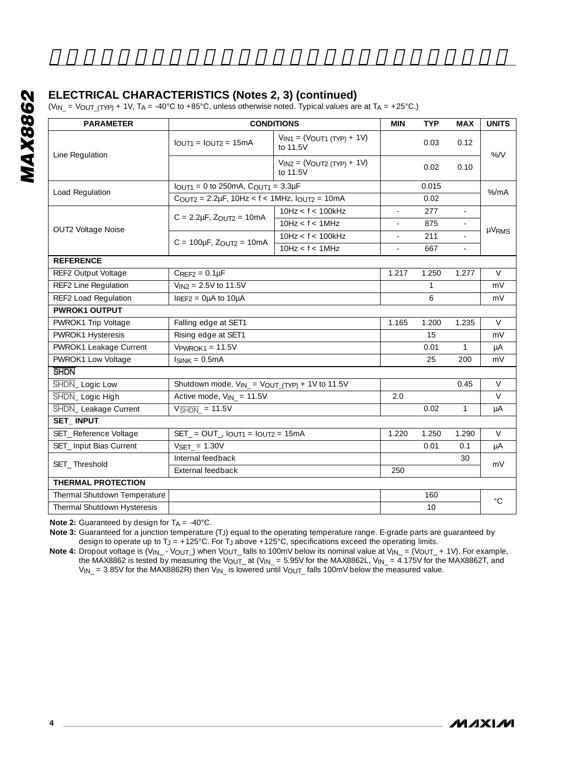## ELECTRICAL CHARACTERISTICS (Notes 2, 3) (continued)

($V_{IN\_} = V_{OUT\_(TYP)} + 1V$, $T_A$ = -40°C to +85°C, unless otherwise noted. Typical values are at $T_A$ = +25°C.)

| PARAMETER | CONDITIONS | | MIN | TYP | MAX | UNITS |
|---|---|---|---|---|---|---|
| Line Regulation | $I_{OUT1} = I_{OUT2}$ = 15mA | $V_{IN1} = (V_{OUT1\ (TYP)} + 1V)$ to 11.5V | | 0.03 | 0.12 | %/V |
| | | $V_{IN2} = (V_{OUT2\ (TYP)} + 1V)$ to 11.5V | | 0.02 | 0.10 | |
| Load Regulation | $I_{OUT1}$ = 0 to 250mA, $C_{OUT1}$ = 3.3µF | | | 0.015 | | %/mA |
| | $C_{OUT2}$ = 2.2µF, 10Hz < f < 1MHz, $I_{OUT2}$ = 10mA | | | 0.02 | | |
| OUT2 Voltage Noise | C = 2.2µF, $Z_{OUT2}$ = 10mA | 10Hz < f < 100kHz | - | 277 | - | $µV_{RMS}$ |
| | | 10Hz < f < 1MHz | - | 875 | - | |
| | C = 100µF, $Z_{OUT2}$ = 10mA | 10Hz < f < 100kHz | - | 211 | - | |
| | | 10Hz < f < 1MHz | - | 667 | - | |
| **REFERENCE** | | | | | | |
| REF2 Output Voltage | $C_{REF2}$ = 0.1µF | | 1.217 | 1.250 | 1.277 | V |
| REF2 Line Regulation | $V_{IN2}$ = 2.5V to 11.5V | | | 1 | | mV |
| REF2 Load Regulation | $I_{REF2}$ = 0µA to 10µA | | | 6 | | mV |
| **PWROK1 OUTPUT** | | | | | | |
| PWROK1 Trip Voltage | Falling edge at SET1 | | 1.165 | 1.200 | 1.235 | V |
| PWROK1 Hysteresis | Rising edge at SET1 | | | 15 | | mV |
| PWROK1 Leakage Current | $V_{PWROK1}$ = 11.5V | | | 0.01 | 1 | µA |
| PWROK1 Low Voltage | $I_{SINK}$ = 0.5mA | | | 25 | 200 | mV |
| **$\overline{SHDN}$** | | | | | | |
| $\overline{SHDN}$_ Logic Low | Shutdown mode, $V_{IN\_} = V_{OUT\_(TYP)}$ + 1V to 11.5V | | | | 0.45 | V |
| $\overline{SHDN}$_ Logic High | Active mode, $V_{IN\_}$ = 11.5V | | 2.0 | | | V |
| $\overline{SHDN}$_ Leakage Current | $V_{\overline{SHDN}\_}$ = 11.5V | | | 0.02 | 1 | µA |
| **SET_ INPUT** | | | | | | |
| SET_ Reference Voltage | SET_ = OUT_, $I_{OUT1} = I_{OUT2}$ = 15mA | | 1.220 | 1.250 | 1.290 | V |
| SET_ Input Bias Current | $V_{SET\_}$ = 1.30V | | | 0.01 | 0.1 | µA |
| SET_ Threshold | Internal feedback | | | | 30 | mV |
| | External feedback | | 250 | | | |
| **THERMAL PROTECTION** | | | | | | |
| Thermal Shutdown Temperature | | | | 160 | | °C |
| Thermal Shutdown Hysteresis | | | | 10 | | |

**Note 2:** Guaranteed by design for $T_A$ = -40°C.

**Note 3:** Guaranteed for a junction temperature ($T_J$) equal to the operating temperature range. E-grade parts are guaranteed by design to operate up to $T_J$ = +125°C. For $T_J$ above +125°C, specifications exceed the operating limits.

**Note 4:** Dropout voltage is ($V_{IN\_} - V_{OUT\_}$) when $V_{OUT\_}$ falls to 100mV below its nominal value at $V_{IN\_} = (V_{OUT\_}$ + 1V). For example, the MAX8862 is tested by measuring the $V_{OUT\_}$ at ($V_{IN\_}$ = 5.95V for the MAX8862L, $V_{IN\_}$ = 4.175V for the MAX8862T, and $V_{IN\_}$ = 3.85V for the MAX8862R) then $V_{IN\_}$ is lowered until $V_{OUT\_}$ falls 100mV below the measured value.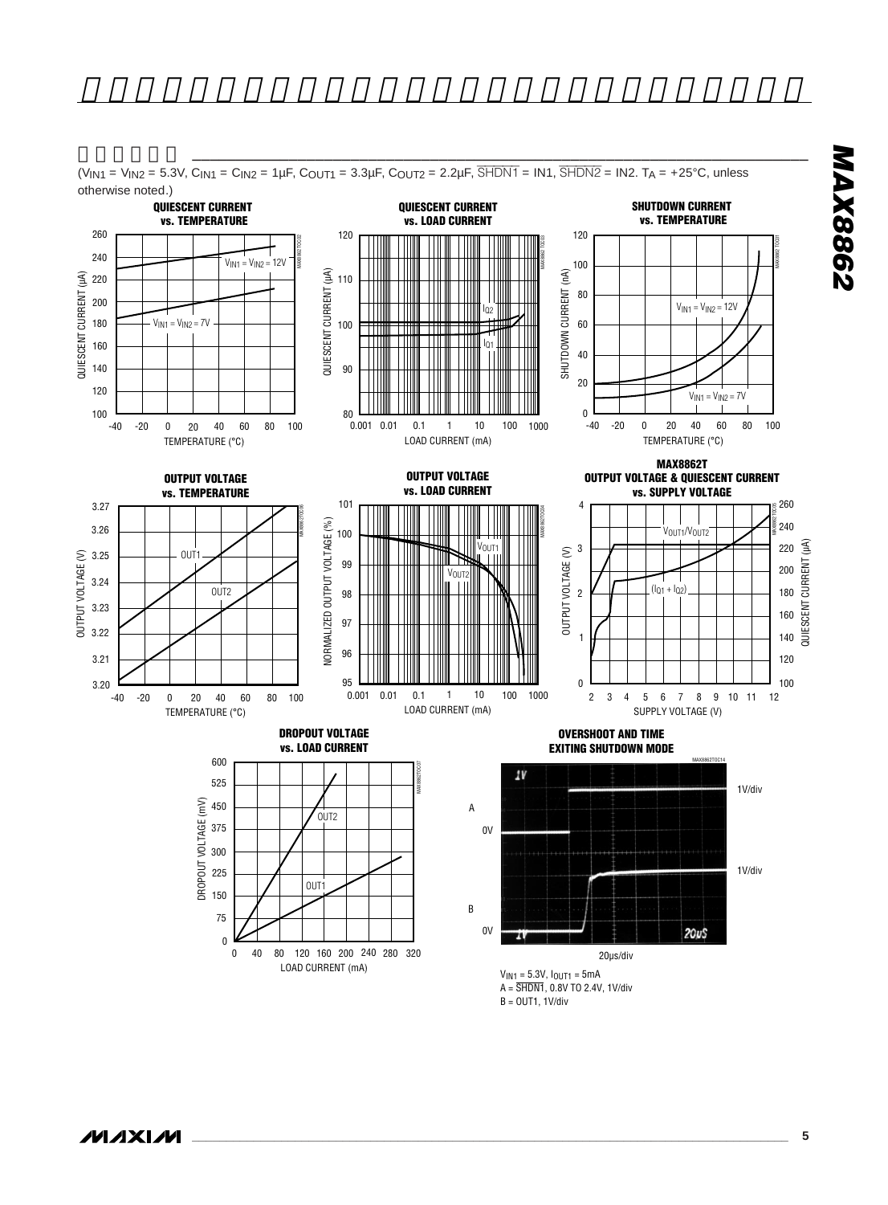(V_IN1 = V_IN2 = 5.3V, C_IN1 = C_IN2 = 1µF, C_OUT1 = 3.3µF, C_OUT2 = 2.2µF, $\overline{SHDN1}$ = IN1, $\overline{SHDN2}$ = IN2. $T_A$ = +25°C, unless otherwise noted.)

**QUIESCENT CURRENT vs. TEMPERATURE**

QUIESCENT CURRENT (µA)

260, 240, 220, 200, 180, 160, 140, 120, 100

$V_{IN1} = V_{IN2}$ = 12V

$V_{IN1} = V_{IN2}$ = 7V

-40, -20, 0, 20, 40, 60, 80, 100

TEMPERATURE (°C)

**QUIESCENT CURRENT vs. LOAD CURRENT**

QUIESCENT CURRENT (µA)

120, 110, 100, 90, 80

$I_{Q2}$

$I_{Q1}$

0.001, 0.01, 0.1, 1, 10, 100, 1000

LOAD CURRENT (mA)

**SHUTDOWN CURRENT vs. TEMPERATURE**

SHUTDOWN CURRENT (nA)

120, 100, 80, 60, 40, 20, 0

$V_{IN1} = V_{IN2}$ = 12V

$V_{IN1} = V_{IN2}$ = 7V

-40, -20, 0, 20, 40, 60, 80, 100

TEMPERATURE (°C)

**OUTPUT VOLTAGE vs. TEMPERATURE**

OUTPUT VOLTAGE (V)

3.27, 3.26, 3.25, 3.24, 3.23, 3.22, 3.21, 3.20

OUT1

OUT2

-40, -20, 0, 20, 40, 60, 80, 100

TEMPERATURE (°C)

**OUTPUT VOLTAGE vs. LOAD CURRENT**

NORMALIZED OUTPUT VOLTAGE (%)

101, 100, 99, 98, 97, 96, 95

$V_{OUT1}$

$V_{OUT2}$

0.001, 0.01, 0.1, 1, 10, 100, 1000

LOAD CURRENT (mA)

**MAX8862T OUTPUT VOLTAGE & QUIESCENT CURRENT vs. SUPPLY VOLTAGE**

OUTPUT VOLTAGE (V)

4, 3, 2, 1, 0

QUIESCENT CURRENT (µA)

260, 240, 220, 200, 180, 160, 140, 120, 100

$V_{OUT1}/V_{OUT2}$

$(I_{Q1} + I_{Q2})$

2, 3, 4, 5, 6, 7, 8, 9, 10, 11, 12

SUPPLY VOLTAGE (V)

**DROPOUT VOLTAGE vs. LOAD CURRENT**

DROPOUT VOLTAGE (mV)

600, 525, 450, 375, 300, 225, 150, 75, 0

OUT2

OUT1

0, 40, 80, 120, 160, 200, 240, 280, 320

LOAD CURRENT (mA)

**OVERSHOOT AND TIME EXITING SHUTDOWN MODE**

A

0V

1V/div

B

0V

1V/div

20µs/div

$V_{IN1}$ = 5.3V, $I_{OUT1}$ = 5mA

A = $\overline{SHDN1}$, 0.8V TO 2.4V, 1V/div

B = OUT1, 1V/div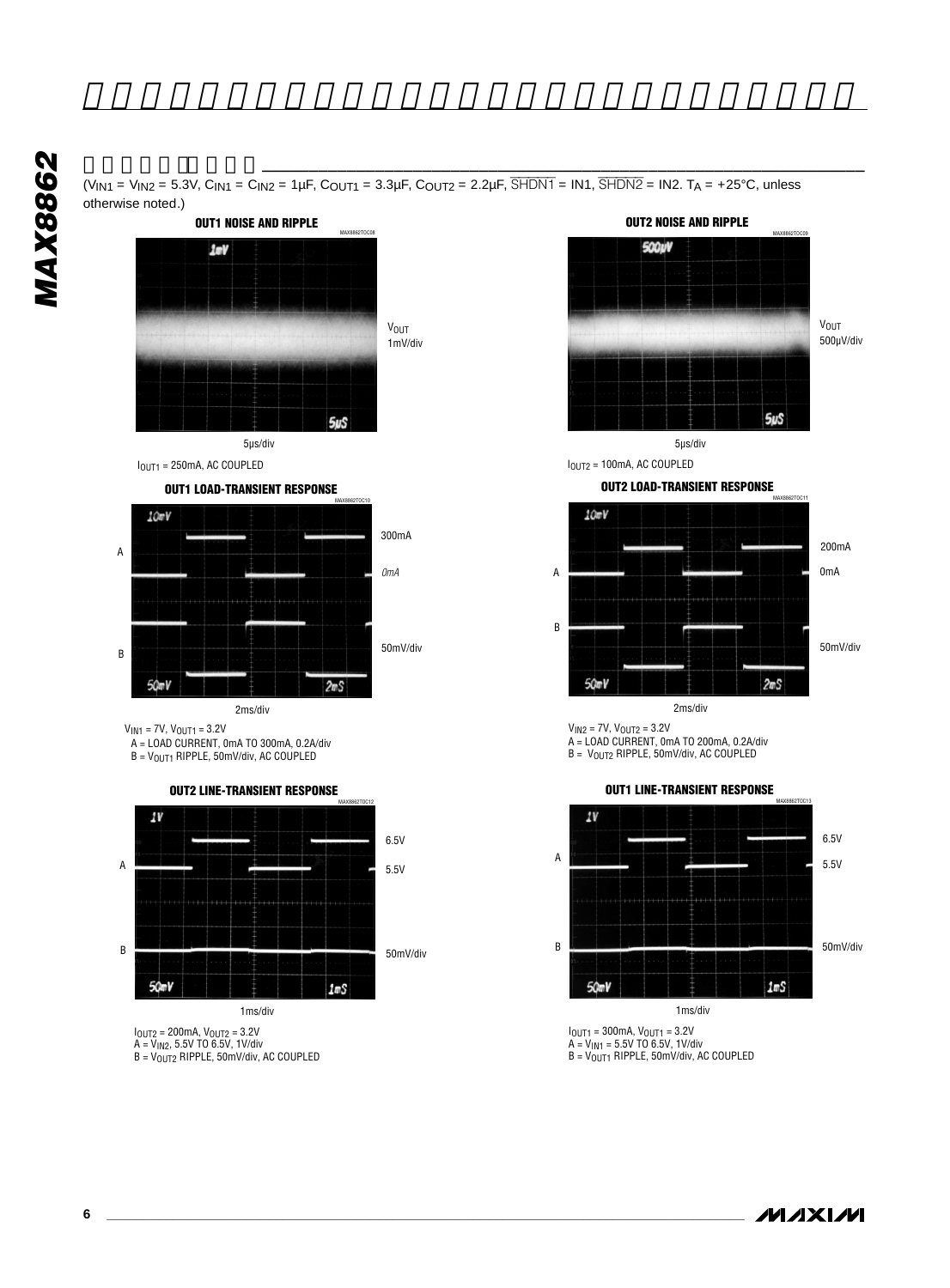## Typical Operating Characteristics (continued)

($V_{IN1}$ = $V_{IN2}$ = 5.3V, $C_{IN1}$ = $C_{IN2}$ = 1µF, $C_{OUT1}$ = 3.3µF, $C_{OUT2}$ = 2.2µF, $\overline{SHDN1}$ = IN1, $\overline{SHDN2}$ = IN2. $T_A$ = +25°C, unless otherwise noted.)

**OUT1 NOISE AND RIPPLE**

MAX8862TOC08

1mV

5µS

$V_{OUT}$
1mV/div

5µs/div

$I_{OUT1}$ = 250mA, AC COUPLED

**OUT2 NOISE AND RIPPLE**

MAX8862TOC09

500µV

5µS

$V_{OUT}$
500µV/div

5µs/div

$I_{OUT2}$ = 100mA, AC COUPLED

**OUT1 LOAD-TRANSIENT RESPONSE**

MAX8862TOC10

10mV

A

B

50mV

2mS

300mA

0mA

50mV/div

2ms/div

$V_{IN1}$ = 7V, $V_{OUT1}$ = 3.2V
A = LOAD CURRENT, 0mA TO 300mA, 0.2A/div
B = $V_{OUT1}$ RIPPLE, 50mV/div, AC COUPLED

**OUT2 LOAD-TRANSIENT RESPONSE**

MAX8862TOC11

10mV

A

B

50mV

2mS

200mA

0mA

50mV/div

2ms/div

$V_{IN2}$ = 7V, $V_{OUT2}$ = 3.2V
A = LOAD CURRENT, 0mA TO 200mA, 0.2A/div
B = $V_{OUT2}$ RIPPLE, 50mV/div, AC COUPLED

**OUT2 LINE-TRANSIENT RESPONSE**

MAX8862TOC12

1V

A

B

50mV

1mS

6.5V

5.5V

50mV/div

1ms/div

$I_{OUT2}$ = 200mA, $V_{OUT2}$ = 3.2V
A = $V_{IN2}$, 5.5V TO 6.5V, 1V/div
B = $V_{OUT2}$ RIPPLE, 50mV/div, AC COUPLED

**OUT1 LINE-TRANSIENT RESPONSE**

MAX8862TOC13

1V

A

B

50mV

1mS

6.5V

5.5V

50mV/div

1ms/div

$I_{OUT1}$ = 300mA, $V_{OUT1}$ = 3.2V
A = $V_{IN1}$ = 5.5V TO 6.5V, 1V/div
B = $V_{OUT1}$ RIPPLE, 50mV/div, AC COUPLED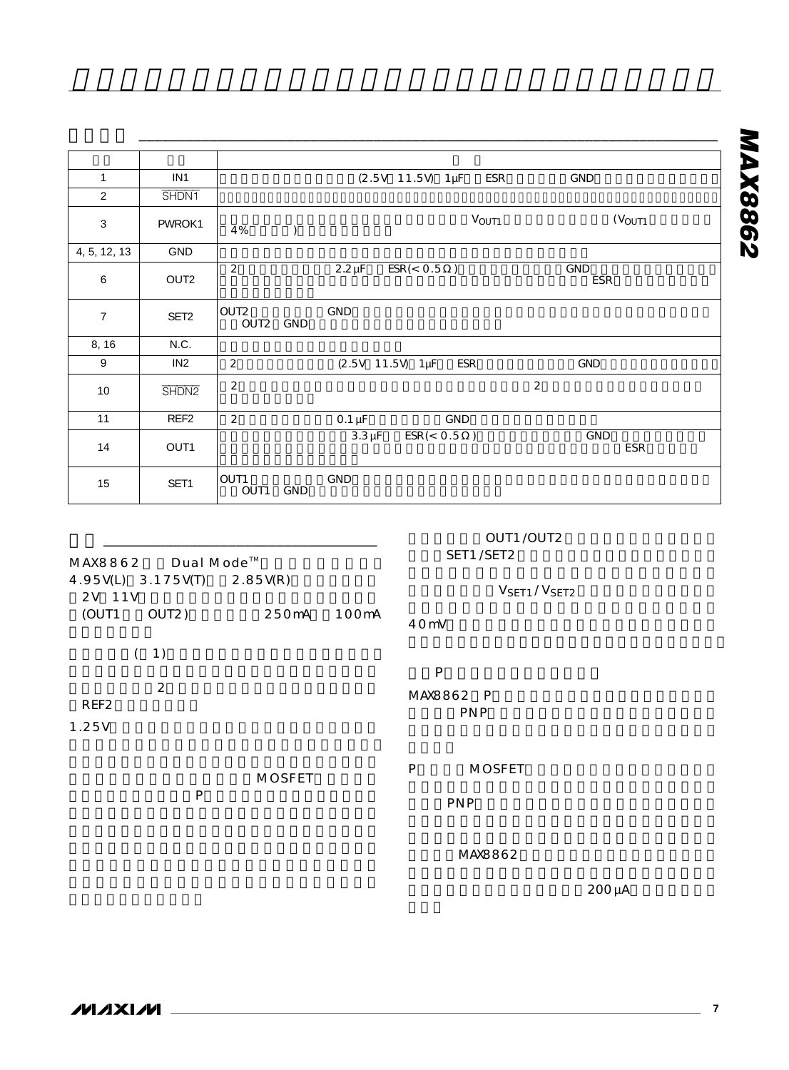| | | |
| --- | --- | --- |
| 1 | IN1 | (2.5V 11.5V) 1µF ESR GND |
| 2 | SHDN1 | |
| 3 | PWROK1 | $V_{OUT1}$ ($V_{OUT1}$ 4% ) |
| 4, 5, 12, 13 | GND | |
| 6 | OUT2 | 2 2.2µF ESR(< 0.5Ω) GND ESR |
| 7 | SET2 | OUT2 GND OUT2 GND |
| 8, 16 | N.C. | |
| 9 | IN2 | 2 (2.5V 11.5V) 1µF ESR GND |
| 10 | SHDN2 | 2 2 |
| 11 | REF2 | 2 0.1µF GND |
| 14 | OUT1 | 3.3µF ESR(< 0.5Ω) GND ESR |
| 15 | SET1 | OUT1 GND OUT1 GND |

MAX8862 Dual Mode™ 4.95V(L) 3.175V(T) 2.85V(R) 2V 11V (OUT1 OUT2) 250mA 100mA

( 1)

2 REF2

1.25V

MOSFET P

OUT1/OUT2 SET1/SET2

$V_{SET1}$/$V_{SET2}$

40mV

P

MAX8862 P PNP

P MOSFET

PNP

MAX8862

200µA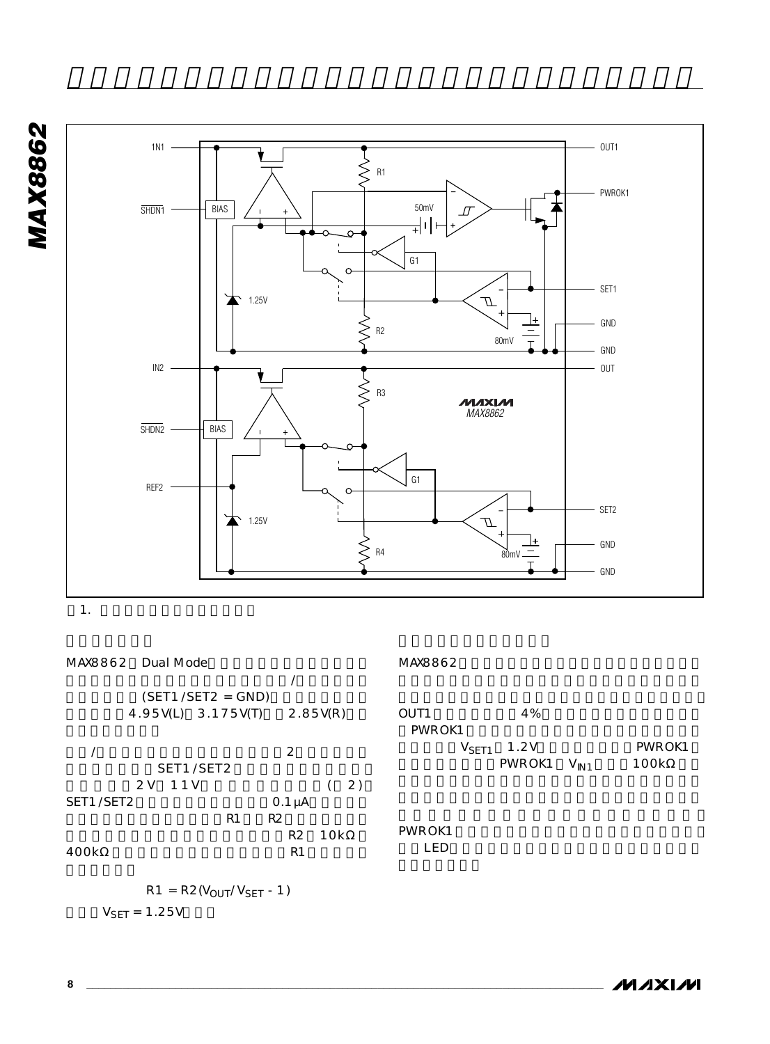1N1
SHDN1
BIAS
R1
50mV
PWROK1
OUT1
G1
SET1
1.25V
R2
GND
80mV
GND
IN2
OUT
R3
MAXIM
MAX8862
SHDN2
BIAS
REF2
G1
SET2
1.25V
R4
GND
80mV
GND

図1.

MAX8862 Dual Mode / (SET1/SET2 = GND) 4.95V(L) 3.175V(T) 2.85V(R)

/ 2 SET1/SET2 2V 11V ( 2) SET1/SET2 0.1µA R1 R2 R2 10kΩ 400kΩ R1

$$R1 = R2(V_{OUT}/V_{SET} - 1)$$

$V_{SET} = 1.25V$

MAX8862

OUT1 4% PWROK1 $V_{SET1}$ 1.2V PWROK1 PWROK1 $V_{IN1}$ 100kΩ

PWROK1 LED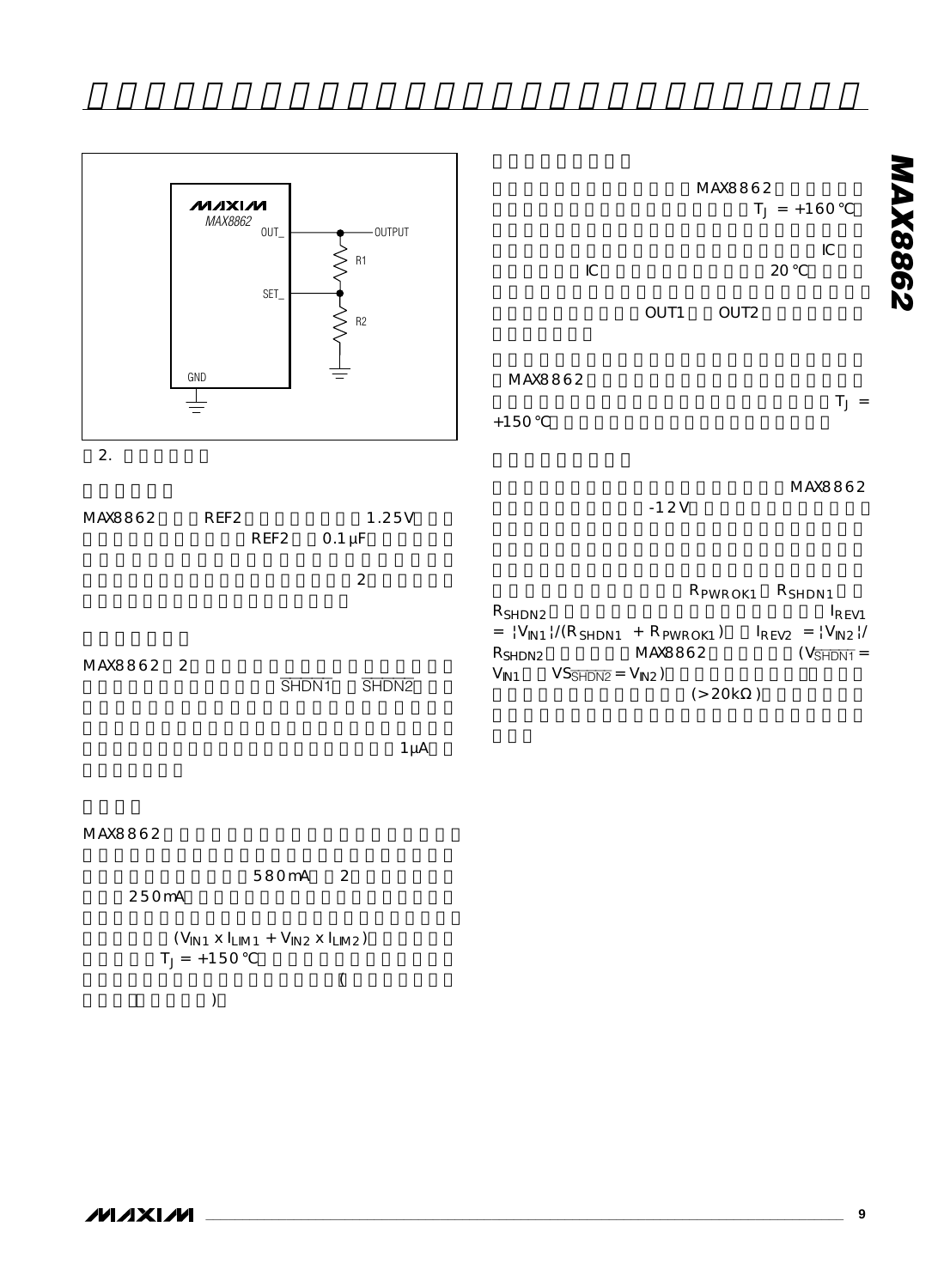MAXIM
MAX8862
OUT_
OUTPUT
R1
SET_
R2
GND

2.

MAX8862 REF2 1.25V REF2 0.1μF 2

MAX8862 2 $\overline{SHDN1}$ $\overline{SHDN2}$ 1μA

MAX8862 580mA 2 250mA ($V_{IN1}$ x $I_{LIM1}$ + $V_{IN2}$ x $I_{LIM2}$) $T_J$ = +150°C ( )

MAX8862 $T_J$ = +160°C IC IC 20°C OUT1 OUT2

MAX8862 $T_J$ = +150°C

MAX8862 -12V $R_{PWROK1}$ $R_{SHDN1}$ $R_{SHDN2}$ $I_{REV1}$ = $|V_{IN1}|/(R_{SHDN1} + R_{PWROK1})$ $I_{REV2}$ = $|V_{IN2}|/R_{SHDN2}$ MAX8862 ($V_{\overline{SHDN1}} = V_{IN1}$ $V_{\overline{SHDN2}} = V_{IN2}$) (>20kΩ)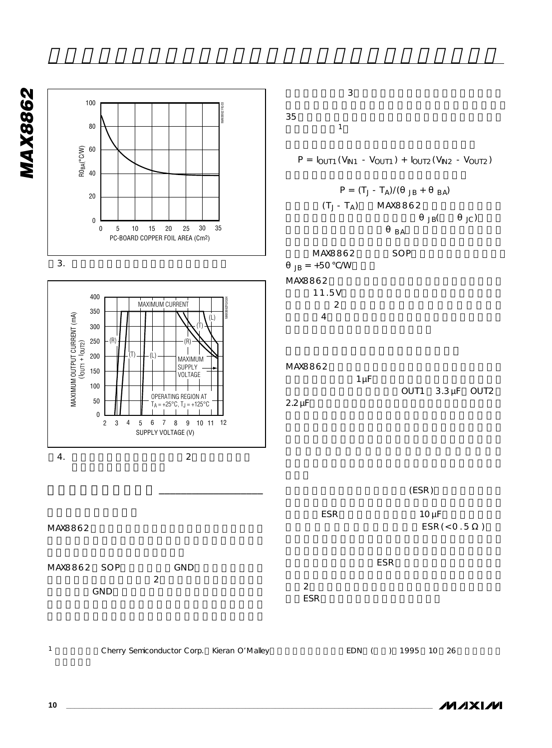3.

4. 2

MAX8862

MAX8862 SOP GND 2

GND

3

35

1

$$P = I_{OUT1}(V_{IN1} - V_{OUT1}) + I_{OUT2}(V_{IN2} - V_{OUT2})$$

$$P = (T_J - T_A)/(\theta_{JB} + \theta_{BA})$$

$(T_J - T_A)$ MAX8862 $\theta_{JB}$ ( $\theta_{JC}$ ) $\theta_{BA}$

MAX8862 SOP

$\theta_{JB}$ = +50°C/W

MAX8862

11.5V

2

4

MAX8862

1µF

OUT1 3.3µF OUT2 2.2µF

(ESR)

ESR 10µF

ESR (<0.5Ω)

ESR

2

ESR

[1] Cherry Semiconductor Corp. Kieran O'Malley EDN ( ) 1995 10 26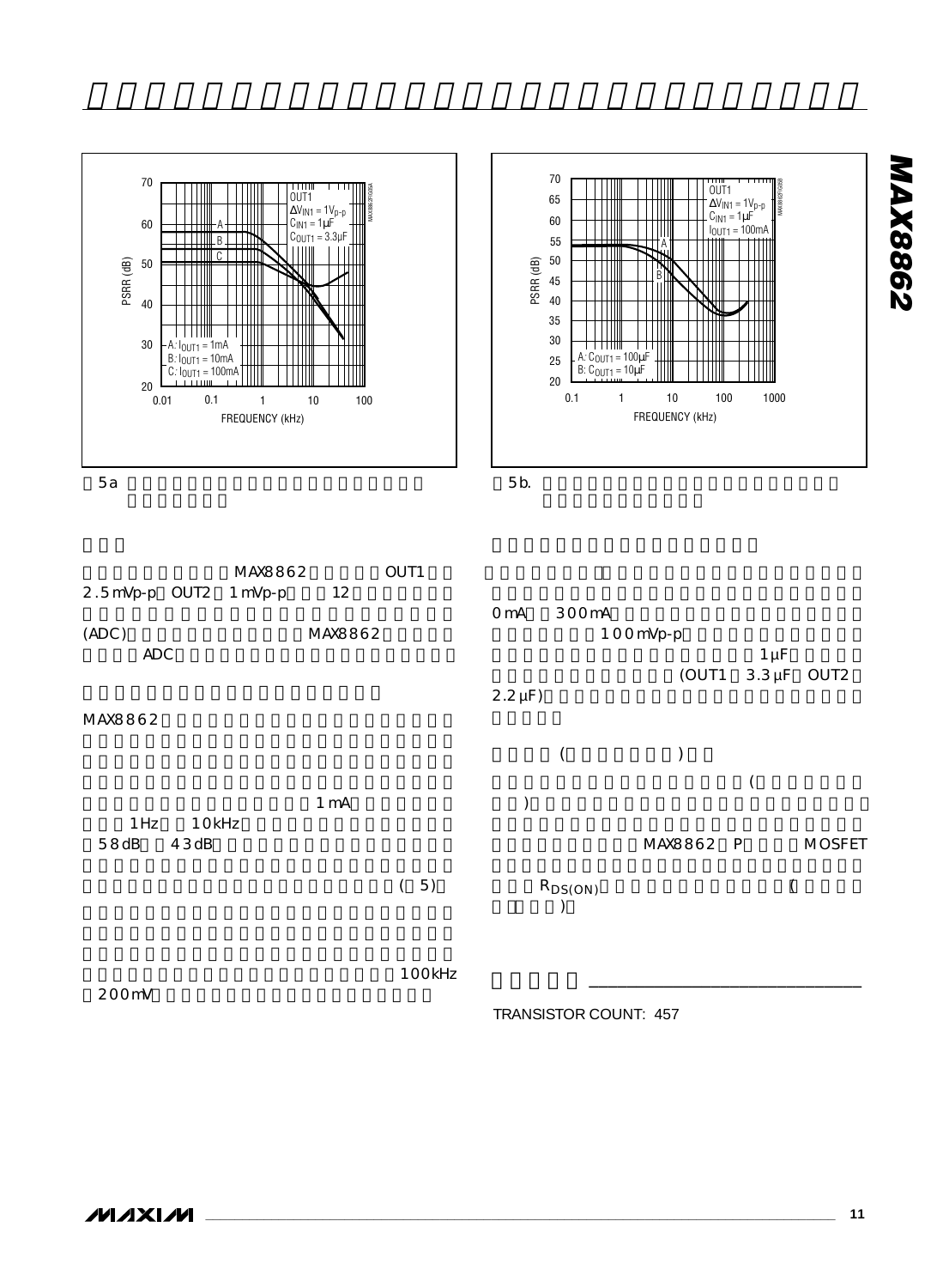70
60
50
40
30
20
PSRR (dB)
0.01
0.1
1
10
100
FREQUENCY (kHz)
OUT1
$\Delta V_{IN1} = 1V_{p-p}$
$C_{IN1} = 1\mu F$
$C_{OUT1} = 3.3\mu F$
A
B
C
A: $I_{OUT1}$ = 1mA
B: $I_{OUT1}$ = 10mA
C: $I_{OUT1}$ = 100mA

5a

70
65
60
55
50
45
40
35
30
25
20
PSRR (dB)
0.1
1
10
100
1000
FREQUENCY (kHz)
OUT1
$\Delta V_{IN1} = 1V_{p-p}$
$C_{IN1} = 1\mu F$
$I_{OUT1}$ = 100mA
A
B
A: $C_{OUT1}$ = 100µF
B: $C_{OUT1}$ = 10µF

5b.

MAX8862 OUT1 2.5mVp-p OUT2 1mVp-p 12 (ADC) MAX8862 ADC

MAX8862

1mA 1Hz 10kHz 58dB 43dB

( 5)

100kHz 200mV

0mA 300mA 100mVp-p 1µF (OUT1 3.3µF OUT2 2.2µF)

( )

( )

MAX8862 P MOSFET

$R_{DS(ON)}$ ( )

TRANSISTOR COUNT: 457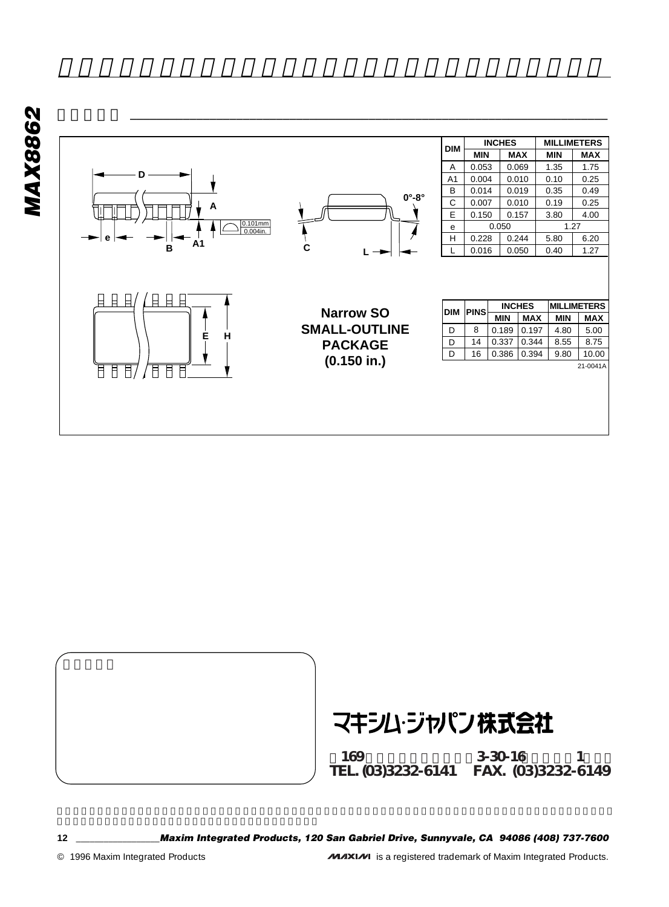Narrow SO
SMALL-OUTLINE
PACKAGE
(0.150 in.)

| DIM | INCHES | | MILLIMETERS | |
|---|---|---|---|---|
| | MIN | MAX | MIN | MAX |
| A | 0.053 | 0.069 | 1.35 | 1.75 |
| A1 | 0.004 | 0.010 | 0.10 | 0.25 |
| B | 0.014 | 0.019 | 0.35 | 0.49 |
| C | 0.007 | 0.010 | 0.19 | 0.25 |
| E | 0.150 | 0.157 | 3.80 | 4.00 |
| e | 0.050 | | 1.27 | |
| H | 0.228 | 0.244 | 5.80 | 6.20 |
| L | 0.016 | 0.050 | 0.40 | 1.27 |

| DIM | PINS | INCHES | | MILLIMETERS | |
|---|---|---|---|---|---|
| | | MIN | MAX | MIN | MAX |
| D | 8 | 0.189 | 0.197 | 4.80 | 5.00 |
| D | 14 | 0.337 | 0.344 | 8.55 | 8.75 |
| D | 16 | 0.386 | 0.394 | 9.80 | 10.00 |

21-0041A

マキシム･ジャパン株式会社

〒169 3-30-16 1

TEL. (03)3232-6141 FAX. (03)3232-6149

**_Maxim Integrated Products, 120 San Gabriel Drive, Sunnyvale, CA 94086 (408) 737-7600_**

© 1996 Maxim Integrated Products MAXIM is a registered trademark of Maxim Integrated Products.